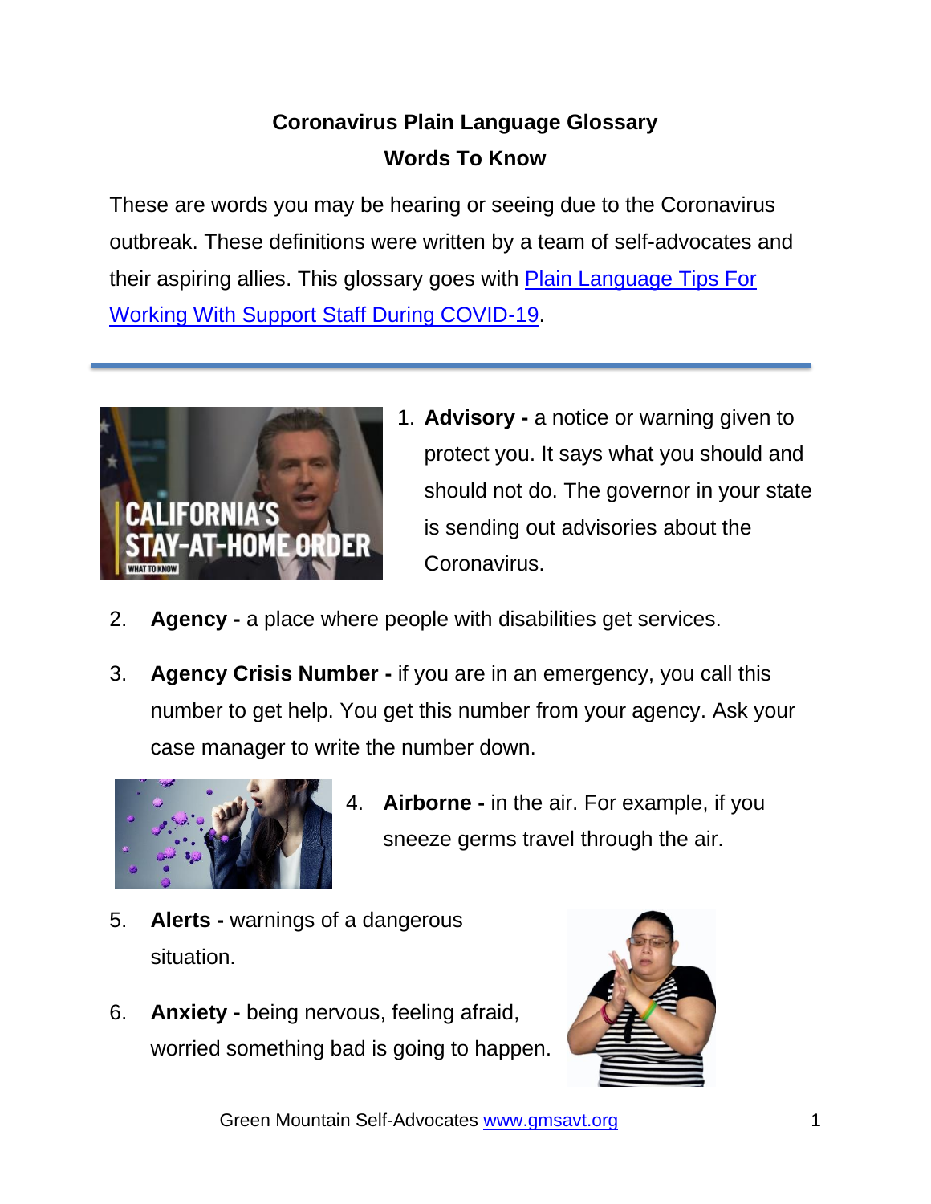# Coronavirus Plain Language Glossary

## Words To Know

These are words you may be hearing or seeing due to the Coronavirus outbreak. These definitions were written by a team of self-advocates and their aspiring allies. This glossary goes with [Plain Language Tips For Working With Support Staff During COVID-19](#).

---

1. **Advisory -** a notice or warning given to protect you. It says what you should and should not do. The governor in your state is sending out advisories about the Coronavirus.

2. **Agency -** a place where people with disabilities get services.

3. **Agency Crisis Number -** if you are in an emergency, you call this number to get help. You get this number from your agency. Ask your case manager to write the number down.

4. **Airborne -** in the air. For example, if you sneeze germs travel through the air.

5. **Alerts -** warnings of a dangerous situation.

6. **Anxiety -** being nervous, feeling afraid, worried something bad is going to happen.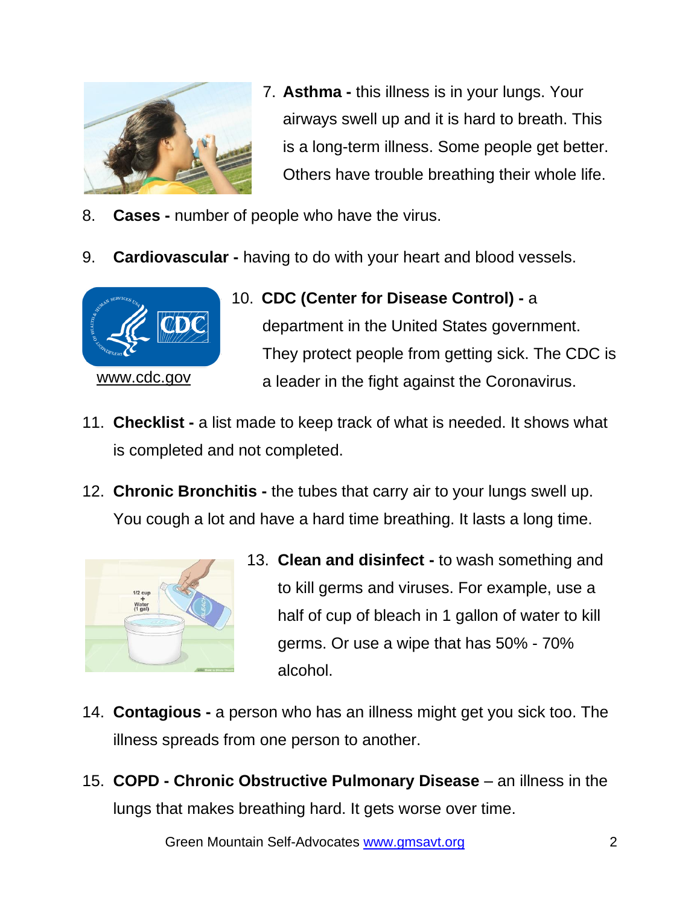7. **Asthma -** this illness is in your lungs. Your airways swell up and it is hard to breath. This is a long-term illness. Some people get better. Others have trouble breathing their whole life.

8. **Cases -** number of people who have the virus.

9. **Cardiovascular -** having to do with your heart and blood vessels.

www.cdc.gov

10. **CDC (Center for Disease Control) -** a department in the United States government. They protect people from getting sick. The CDC is a leader in the fight against the Coronavirus.

11. **Checklist -** a list made to keep track of what is needed. It shows what is completed and not completed.

12. **Chronic Bronchitis -** the tubes that carry air to your lungs swell up. You cough a lot and have a hard time breathing. It lasts a long time.

13. **Clean and disinfect -** to wash something and to kill germs and viruses. For example, use a half of cup of bleach in 1 gallon of water to kill germs. Or use a wipe that has 50% - 70% alcohol.

14. **Contagious -** a person who has an illness might get you sick too. The illness spreads from one person to another.

15. **COPD - Chronic Obstructive Pulmonary Disease** – an illness in the lungs that makes breathing hard. It gets worse over time.

Green Mountain Self-Advocates www.gmsavt.org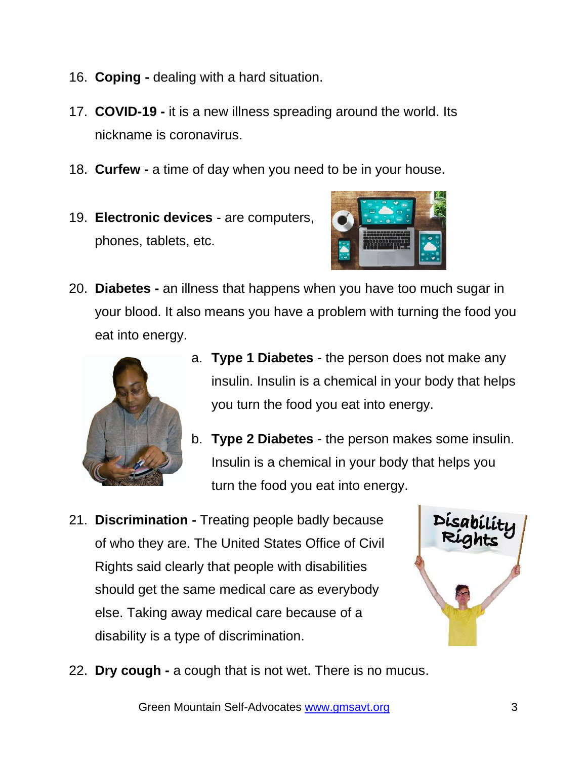16. **Coping -** dealing with a hard situation.
17. **COVID-19 -** it is a new illness spreading around the world. Its nickname is coronavirus.
18. **Curfew -** a time of day when you need to be in your house.
19. **Electronic devices** - are computers, phones, tablets, etc.
20. **Diabetes -** an illness that happens when you have too much sugar in your blood. It also means you have a problem with turning the food you eat into energy.
    a. **Type 1 Diabetes** - the person does not make any insulin. Insulin is a chemical in your body that helps you turn the food you eat into energy.
    b. **Type 2 Diabetes** - the person makes some insulin. Insulin is a chemical in your body that helps you turn the food you eat into energy.
21. **Discrimination -** Treating people badly because of who they are. The United States Office of Civil Rights said clearly that people with disabilities should get the same medical care as everybody else. Taking away medical care because of a disability is a type of discrimination.
22. **Dry cough -** a cough that is not wet. There is no mucus.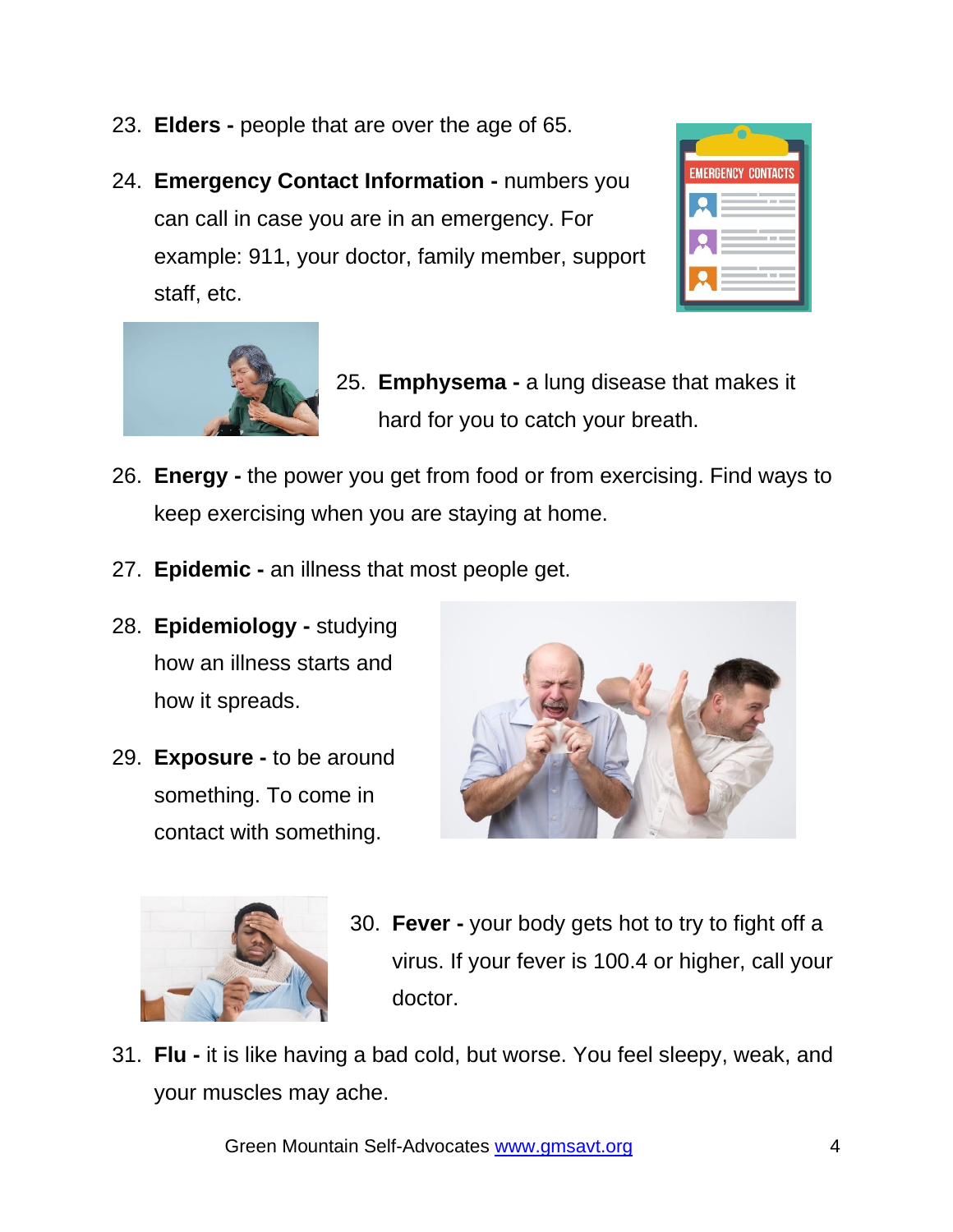23. **Elders -** people that are over the age of 65.
24. **Emergency Contact Information -** numbers you can call in case you are in an emergency. For example: 911, your doctor, family member, support staff, etc.
25. **Emphysema -** a lung disease that makes it hard for you to catch your breath.
26. **Energy -** the power you get from food or from exercising. Find ways to keep exercising when you are staying at home.
27. **Epidemic -** an illness that most people get.
28. **Epidemiology -** studying how an illness starts and how it spreads.
29. **Exposure -** to be around something. To come in contact with something.
30. **Fever -** your body gets hot to try to fight off a virus. If your fever is 100.4 or higher, call your doctor.
31. **Flu -** it is like having a bad cold, but worse. You feel sleepy, weak, and your muscles may ache.

Green Mountain Self-Advocates [www.gmsavt.org](http://www.gmsavt.org)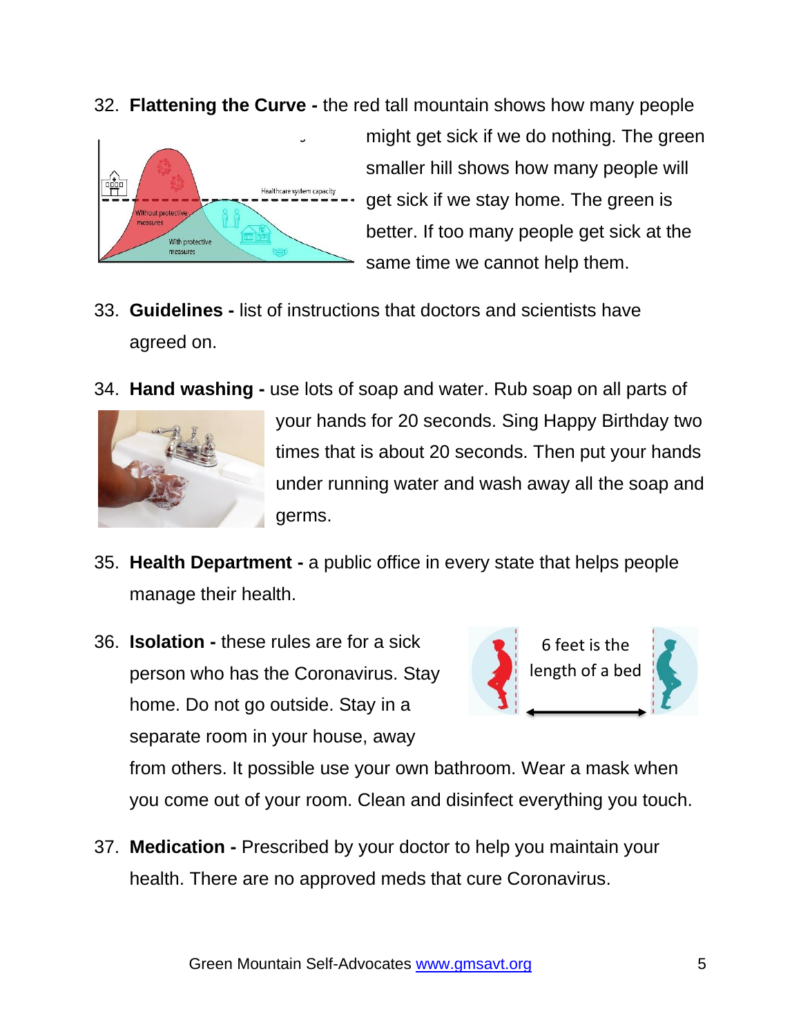32. **Flattening the Curve -** the red tall mountain shows how many people might get sick if we do nothing. The green smaller hill shows how many people will get sick if we stay home. The green is better. If too many people get sick at the same time we cannot help them.

33. **Guidelines -** list of instructions that doctors and scientists have agreed on.

34. **Hand washing -** use lots of soap and water. Rub soap on all parts of your hands for 20 seconds. Sing Happy Birthday two times that is about 20 seconds. Then put your hands under running water and wash away all the soap and germs.

35. **Health Department -** a public office in every state that helps people manage their health.

36. **Isolation -** these rules are for a sick person who has the Coronavirus. Stay home. Do not go outside. Stay in a separate room in your house, away from others. It possible use your own bathroom. Wear a mask when you come out of your room. Clean and disinfect everything you touch.

37. **Medication -** Prescribed by your doctor to help you maintain your health. There are no approved meds that cure Coronavirus.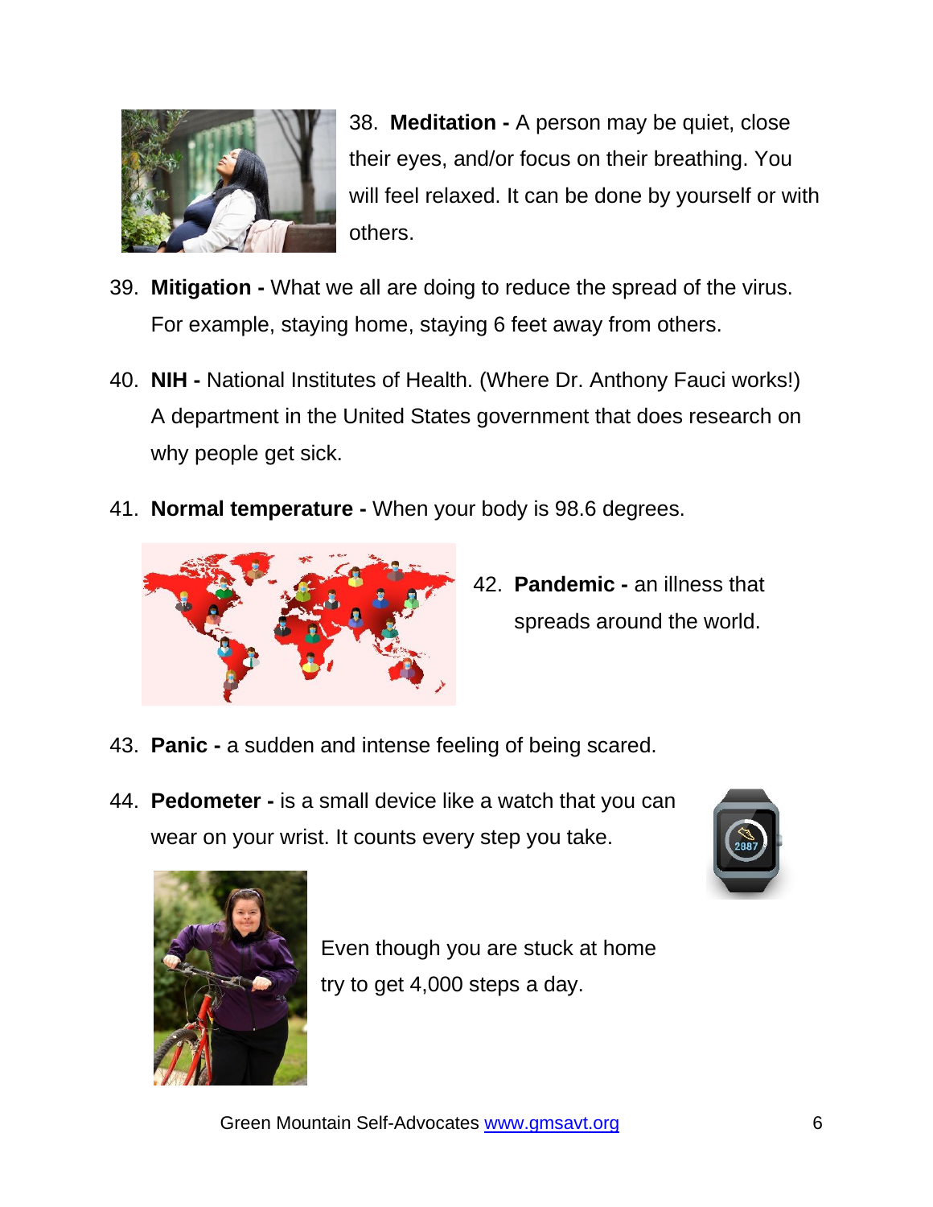38. **Meditation -** A person may be quiet, close their eyes, and/or focus on their breathing. You will feel relaxed. It can be done by yourself or with others.

39. **Mitigation -** What we all are doing to reduce the spread of the virus. For example, staying home, staying 6 feet away from others.

40. **NIH -** National Institutes of Health. (Where Dr. Anthony Fauci works!) A department in the United States government that does research on why people get sick.

41. **Normal temperature -** When your body is 98.6 degrees.

42. **Pandemic -** an illness that spreads around the world.

43. **Panic -** a sudden and intense feeling of being scared.

44. **Pedometer -** is a small device like a watch that you can wear on your wrist. It counts every step you take.

Even though you are stuck at home try to get 4,000 steps a day.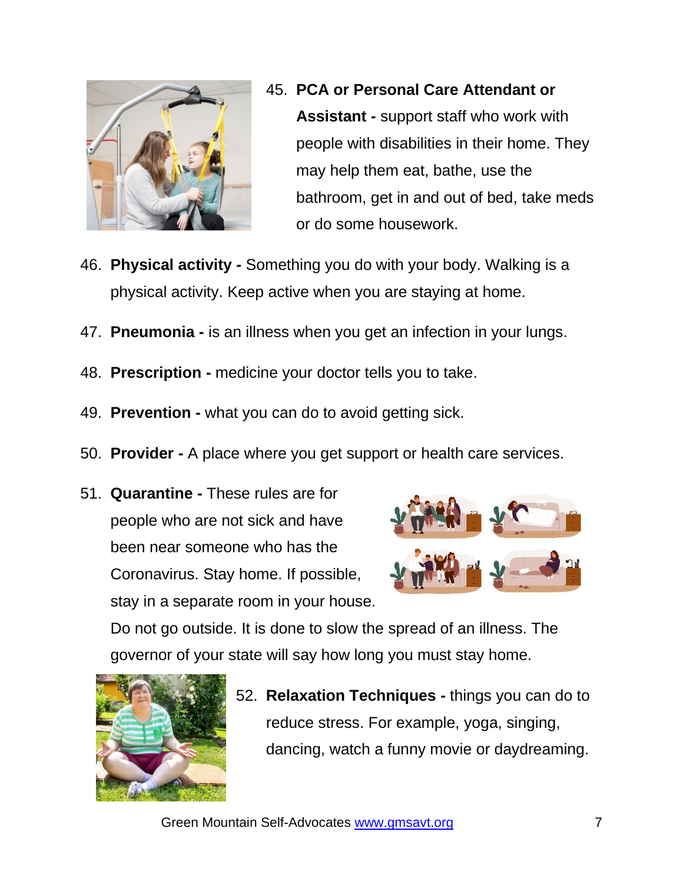45. **PCA or Personal Care Attendant or Assistant -** support staff who work with people with disabilities in their home. They may help them eat, bathe, use the bathroom, get in and out of bed, take meds or do some housework.
46. **Physical activity -** Something you do with your body. Walking is a physical activity. Keep active when you are staying at home.
47. **Pneumonia -** is an illness when you get an infection in your lungs.
48. **Prescription -** medicine your doctor tells you to take.
49. **Prevention -** what you can do to avoid getting sick.
50. **Provider -** A place where you get support or health care services.
51. **Quarantine -** These rules are for people who are not sick and have been near someone who has the Coronavirus. Stay home. If possible, stay in a separate room in your house. Do not go outside. It is done to slow the spread of an illness. The governor of your state will say how long you must stay home.
52. **Relaxation Techniques -** things you can do to reduce stress. For example, yoga, singing, dancing, watch a funny movie or daydreaming.

Green Mountain Self-Advocates www.gmsavt.org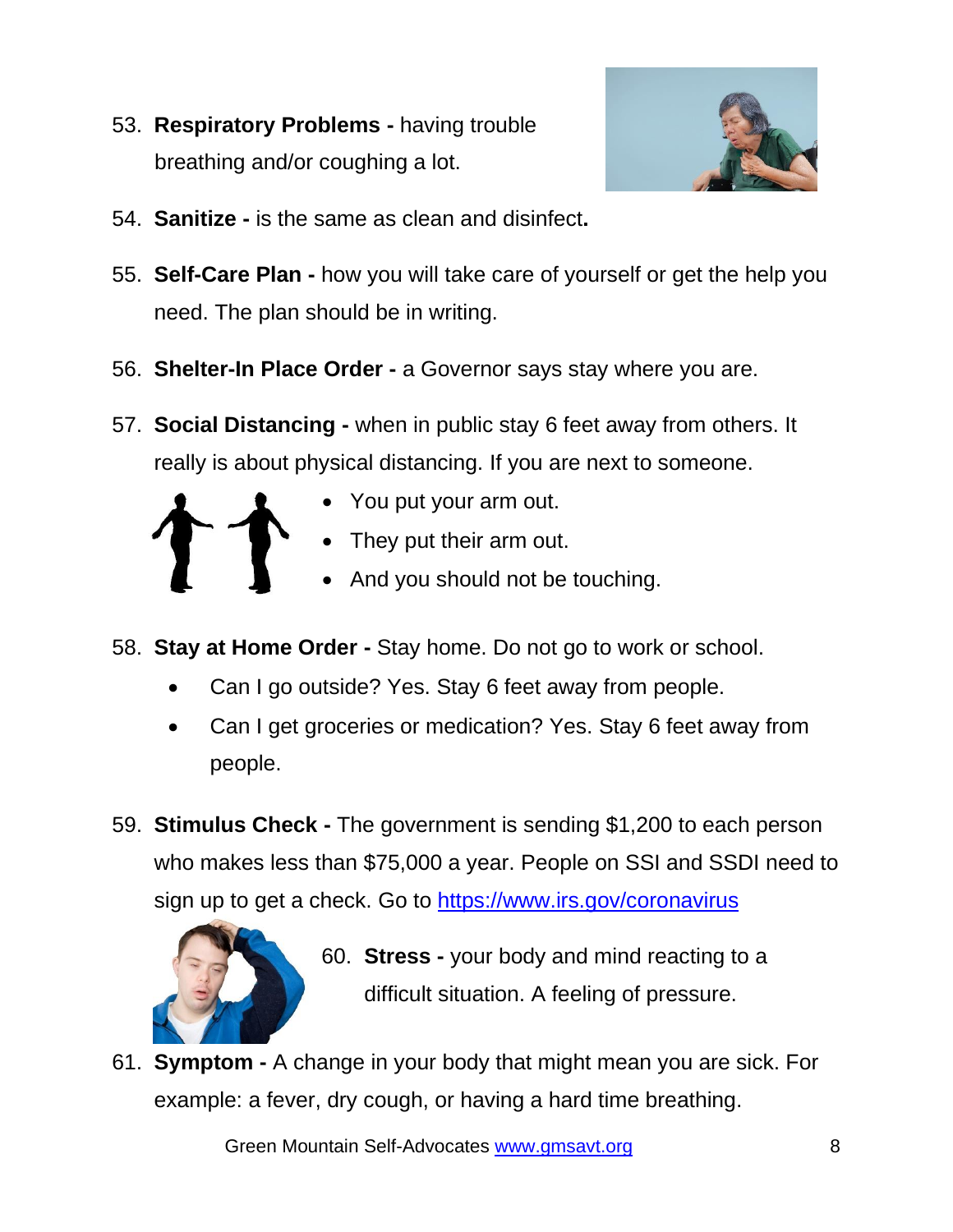53. **Respiratory Problems -** having trouble breathing and/or coughing a lot.

54. **Sanitize -** is the same as clean and disinfect**.**

55. **Self-Care Plan -** how you will take care of yourself or get the help you need. The plan should be in writing.

56. **Shelter-In Place Order -** a Governor says stay where you are.

57. **Social Distancing -** when in public stay 6 feet away from others. It really is about physical distancing. If you are next to someone.
    - You put your arm out.
    - They put their arm out.
    - And you should not be touching.

58. **Stay at Home Order -** Stay home. Do not go to work or school.
    - Can I go outside? Yes. Stay 6 feet away from people.
    - Can I get groceries or medication? Yes. Stay 6 feet away from people.

59. **Stimulus Check -** The government is sending $1,200 to each person who makes less than $75,000 a year. People on SSI and SSDI need to sign up to get a check. Go to https://www.irs.gov/coronavirus

60. **Stress -** your body and mind reacting to a difficult situation. A feeling of pressure.

61. **Symptom -** A change in your body that might mean you are sick. For example: a fever, dry cough, or having a hard time breathing.

Green Mountain Self-Advocates www.gmsavt.org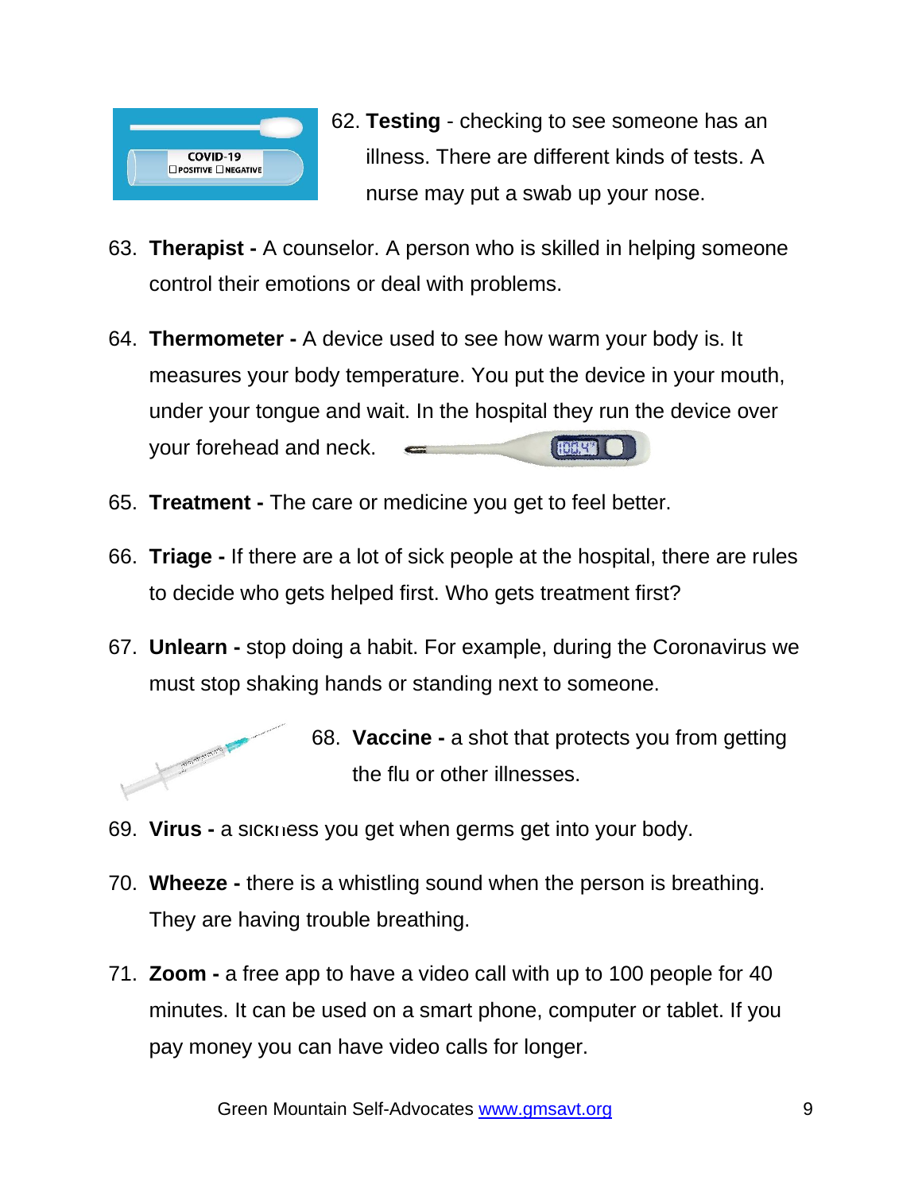62. **Testing** - checking to see someone has an illness. There are different kinds of tests. A nurse may put a swab up your nose.

63. **Therapist -** A counselor. A person who is skilled in helping someone control their emotions or deal with problems.

64. **Thermometer -** A device used to see how warm your body is. It measures your body temperature. You put the device in your mouth, under your tongue and wait. In the hospital they run the device over your forehead and neck.

65. **Treatment -** The care or medicine you get to feel better.

66. **Triage -** If there are a lot of sick people at the hospital, there are rules to decide who gets helped first. Who gets treatment first?

67. **Unlearn -** stop doing a habit. For example, during the Coronavirus we must stop shaking hands or standing next to someone.

68. **Vaccine -** a shot that protects you from getting the flu or other illnesses.

69. **Virus -** a sickness you get when germs get into your body.

70. **Wheeze -** there is a whistling sound when the person is breathing. They are having trouble breathing.

71. **Zoom -** a free app to have a video call with up to 100 people for 40 minutes. It can be used on a smart phone, computer or tablet. If you pay money you can have video calls for longer.

Green Mountain Self-Advocates [www.gmsavt.org](http://www.gmsavt.org)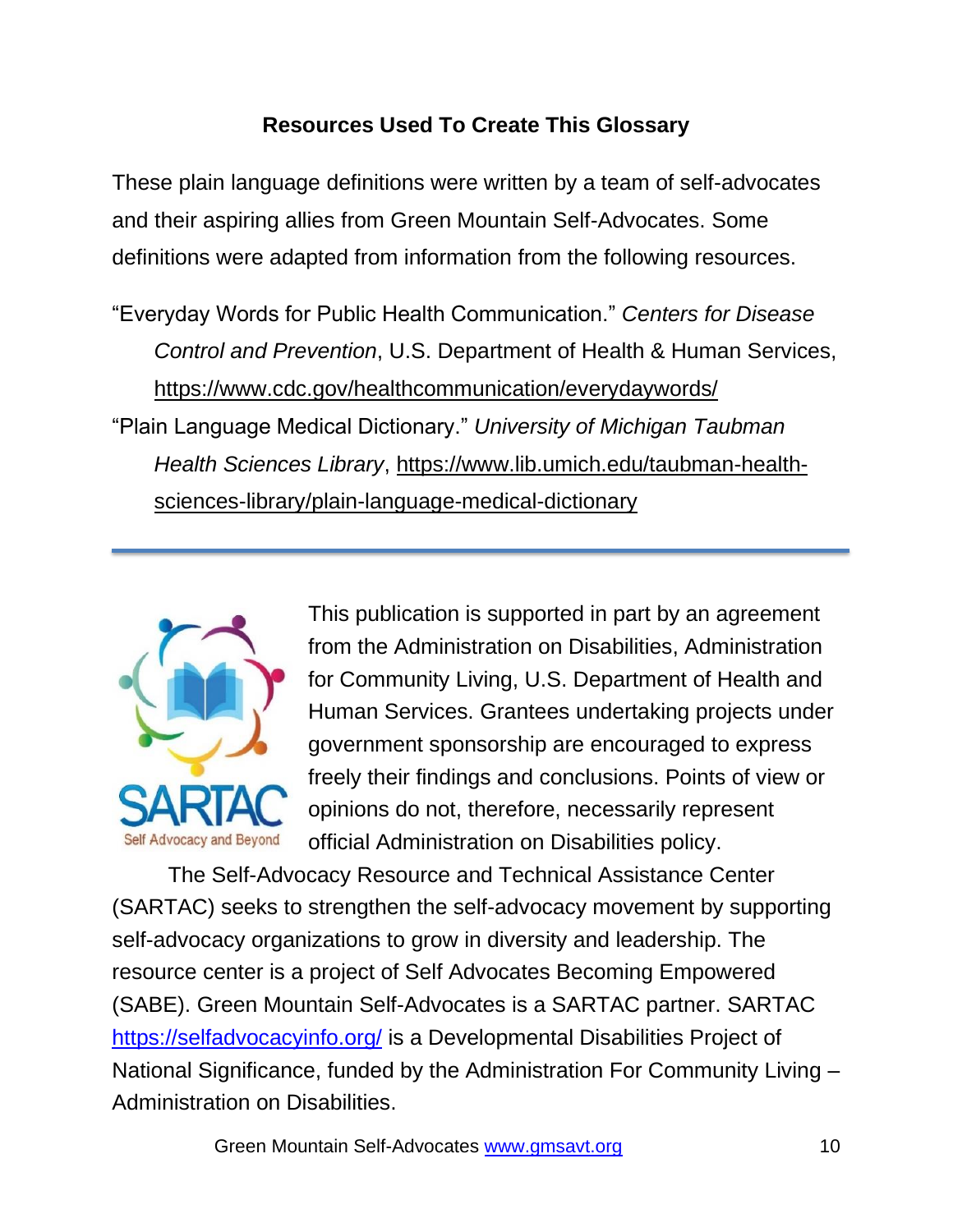## Resources Used To Create This Glossary

These plain language definitions were written by a team of self-advocates and their aspiring allies from Green Mountain Self-Advocates. Some definitions were adapted from information from the following resources.

"Everyday Words for Public Health Communication." *Centers for Disease Control and Prevention*, U.S. Department of Health & Human Services, https://www.cdc.gov/healthcommunication/everydaywords/

"Plain Language Medical Dictionary." *University of Michigan Taubman Health Sciences Library*, https://www.lib.umich.edu/taubman-health-sciences-library/plain-language-medical-dictionary

---

SARTAC
Self Advocacy and Beyond

This publication is supported in part by an agreement from the Administration on Disabilities, Administration for Community Living, U.S. Department of Health and Human Services. Grantees undertaking projects under government sponsorship are encouraged to express freely their findings and conclusions. Points of view or opinions do not, therefore, necessarily represent official Administration on Disabilities policy.

The Self-Advocacy Resource and Technical Assistance Center (SARTAC) seeks to strengthen the self-advocacy movement by supporting self-advocacy organizations to grow in diversity and leadership. The resource center is a project of Self Advocates Becoming Empowered (SABE). Green Mountain Self-Advocates is a SARTAC partner. SARTAC https://selfadvocacyinfo.org/ is a Developmental Disabilities Project of National Significance, funded by the Administration For Community Living – Administration on Disabilities.